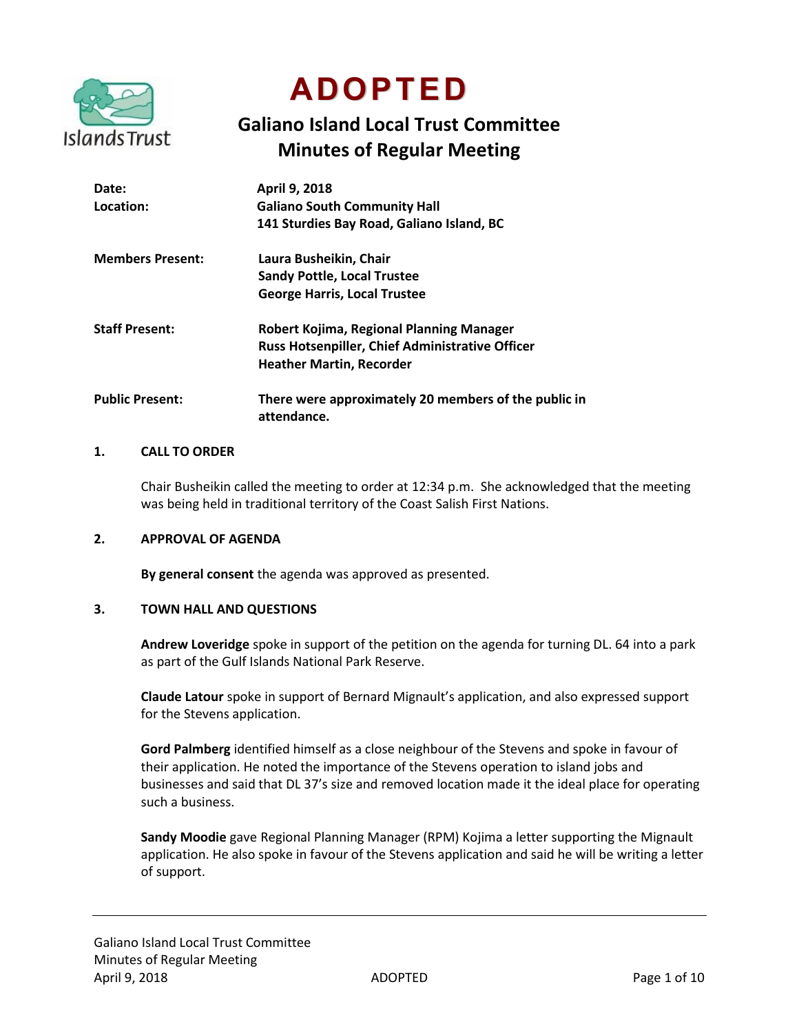# ADOPTED

## Galiano Island Local Trust Committee
## Minutes of Regular Meeting

| | |
|---|---|
| **Date:** | **April 9, 2018** |
| **Location:** | **Galiano South Community Hall**<br>**141 Sturdies Bay Road, Galiano Island, BC** |
| **Members Present:** | **Laura Busheikin, Chair**<br>**Sandy Pottle, Local Trustee**<br>**George Harris, Local Trustee** |
| **Staff Present:** | **Robert Kojima, Regional Planning Manager**<br>**Russ Hotsenpiller, Chief Administrative Officer**<br>**Heather Martin, Recorder** |
| **Public Present:** | **There were approximately 20 members of the public in attendance.** |

### 1. CALL TO ORDER

Chair Busheikin called the meeting to order at 12:34 p.m. She acknowledged that the meeting was being held in traditional territory of the Coast Salish First Nations.

### 2. APPROVAL OF AGENDA

**By general consent** the agenda was approved as presented.

### 3. TOWN HALL AND QUESTIONS

**Andrew Loveridge** spoke in support of the petition on the agenda for turning DL. 64 into a park as part of the Gulf Islands National Park Reserve.

**Claude Latour** spoke in support of Bernard Mignault's application, and also expressed support for the Stevens application.

**Gord Palmberg** identified himself as a close neighbour of the Stevens and spoke in favour of their application. He noted the importance of the Stevens operation to island jobs and businesses and said that DL 37's size and removed location made it the ideal place for operating such a business.

**Sandy Moodie** gave Regional Planning Manager (RPM) Kojima a letter supporting the Mignault application. He also spoke in favour of the Stevens application and said he will be writing a letter of support.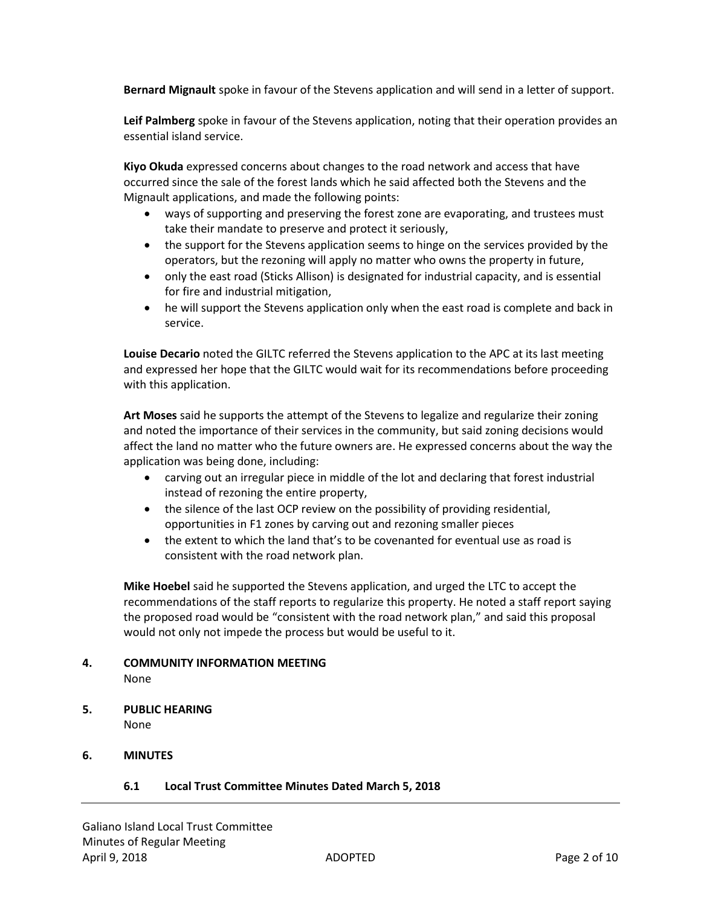**Bernard Mignault** spoke in favour of the Stevens application and will send in a letter of support.

**Leif Palmberg** spoke in favour of the Stevens application, noting that their operation provides an essential island service.

**Kiyo Okuda** expressed concerns about changes to the road network and access that have occurred since the sale of the forest lands which he said affected both the Stevens and the Mignault applications, and made the following points:

- ways of supporting and preserving the forest zone are evaporating, and trustees must take their mandate to preserve and protect it seriously,
- the support for the Stevens application seems to hinge on the services provided by the operators, but the rezoning will apply no matter who owns the property in future,
- only the east road (Sticks Allison) is designated for industrial capacity, and is essential for fire and industrial mitigation,
- he will support the Stevens application only when the east road is complete and back in service.

**Louise Decario** noted the GILTC referred the Stevens application to the APC at its last meeting and expressed her hope that the GILTC would wait for its recommendations before proceeding with this application.

**Art Moses** said he supports the attempt of the Stevens to legalize and regularize their zoning and noted the importance of their services in the community, but said zoning decisions would affect the land no matter who the future owners are. He expressed concerns about the way the application was being done, including:

- carving out an irregular piece in middle of the lot and declaring that forest industrial instead of rezoning the entire property,
- the silence of the last OCP review on the possibility of providing residential, opportunities in F1 zones by carving out and rezoning smaller pieces
- the extent to which the land that's to be covenanted for eventual use as road is consistent with the road network plan.

**Mike Hoebel** said he supported the Stevens application, and urged the LTC to accept the recommendations of the staff reports to regularize this property. He noted a staff report saying the proposed road would be "consistent with the road network plan," and said this proposal would not only not impede the process but would be useful to it.

## 4. COMMUNITY INFORMATION MEETING

None

## 5. PUBLIC HEARING

None

## 6. MINUTES

### 6.1 Local Trust Committee Minutes Dated March 5, 2018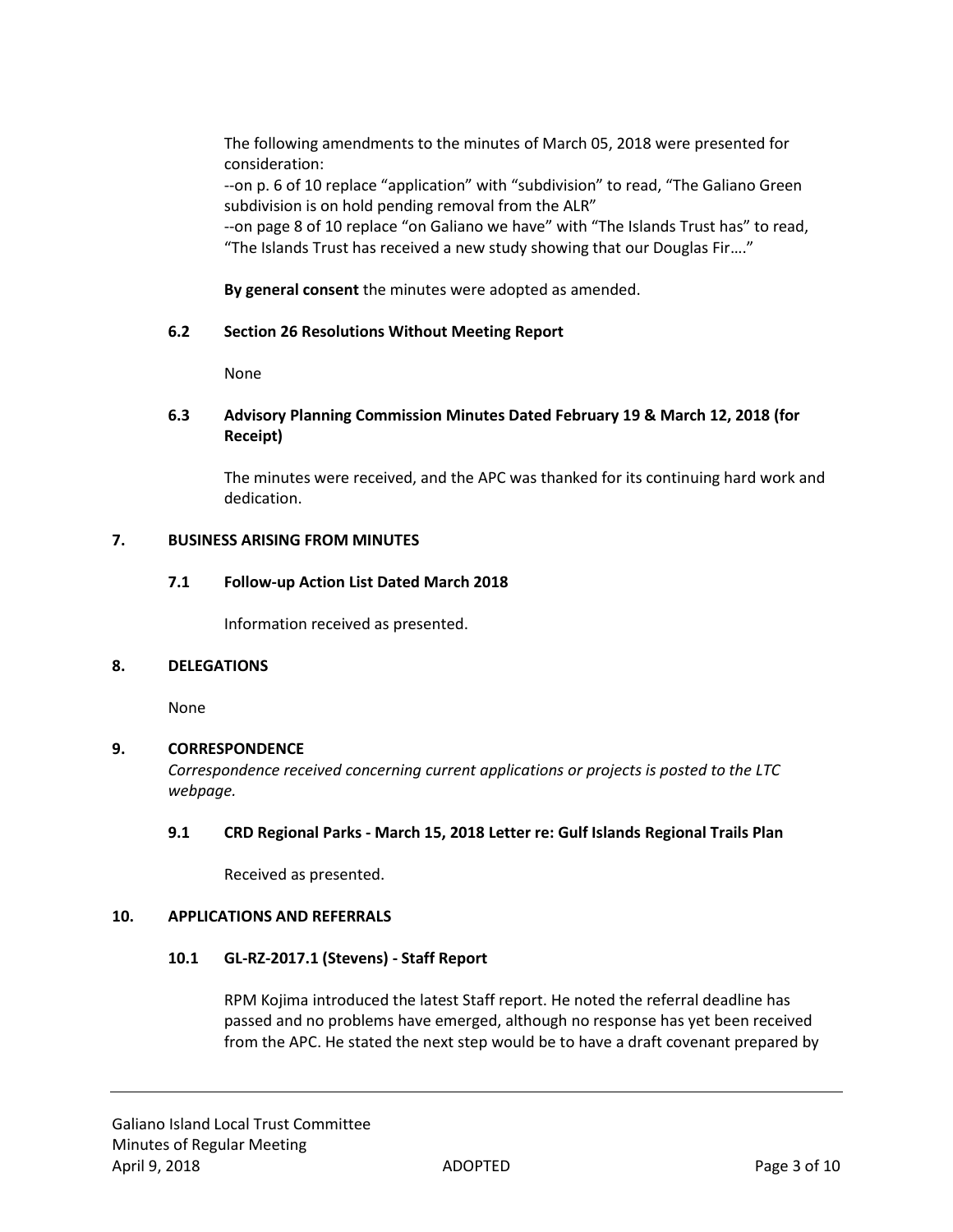The following amendments to the minutes of March 05, 2018 were presented for consideration:

--on p. 6 of 10 replace "application" with "subdivision" to read, "The Galiano Green subdivision is on hold pending removal from the ALR"

--on page 8 of 10 replace "on Galiano we have" with "The Islands Trust has" to read, "The Islands Trust has received a new study showing that our Douglas Fir…."

**By general consent** the minutes were adopted as amended.

### 6.2 Section 26 Resolutions Without Meeting Report

None

### 6.3 Advisory Planning Commission Minutes Dated February 19 & March 12, 2018 (for Receipt)

The minutes were received, and the APC was thanked for its continuing hard work and dedication.

## 7. BUSINESS ARISING FROM MINUTES

### 7.1 Follow-up Action List Dated March 2018

Information received as presented.

## 8. DELEGATIONS

None

## 9. CORRESPONDENCE

*Correspondence received concerning current applications or projects is posted to the LTC webpage.*

### 9.1 CRD Regional Parks - March 15, 2018 Letter re: Gulf Islands Regional Trails Plan

Received as presented.

## 10. APPLICATIONS AND REFERRALS

### 10.1 GL-RZ-2017.1 (Stevens) - Staff Report

RPM Kojima introduced the latest Staff report. He noted the referral deadline has passed and no problems have emerged, although no response has yet been received from the APC. He stated the next step would be to have a draft covenant prepared by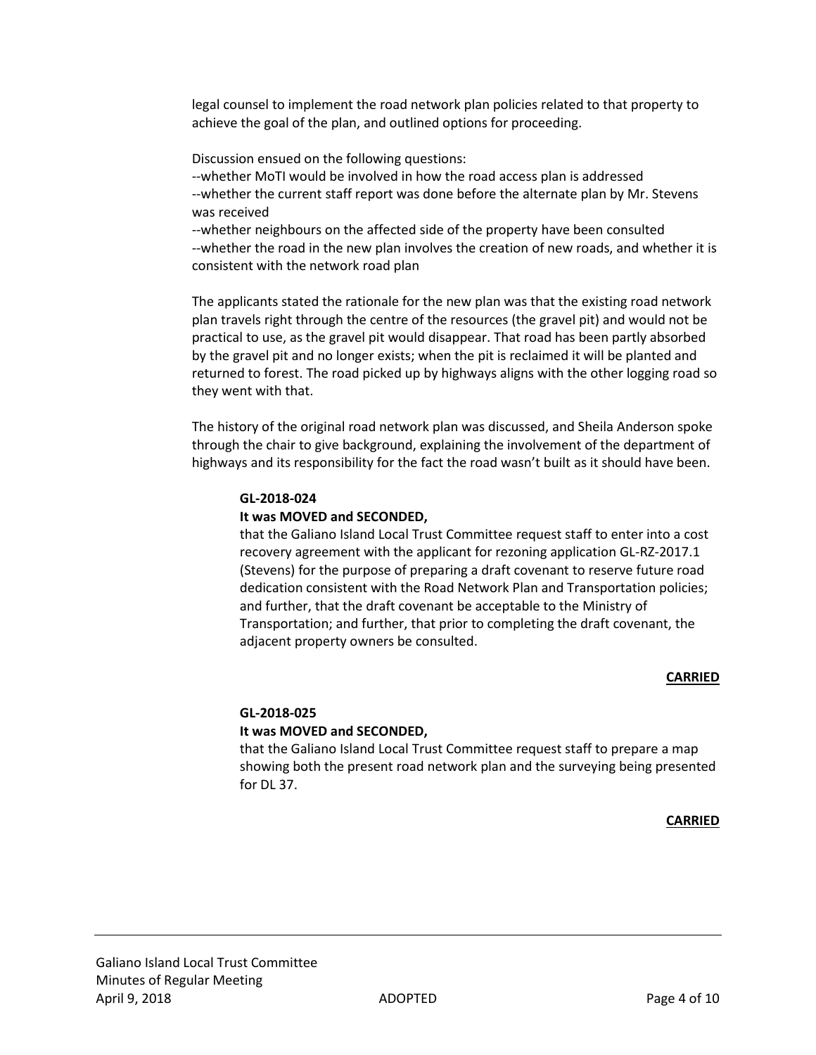legal counsel to implement the road network plan policies related to that property to achieve the goal of the plan, and outlined options for proceeding.

Discussion ensued on the following questions:

--whether MoTI would be involved in how the road access plan is addressed

--whether the current staff report was done before the alternate plan by Mr. Stevens was received

--whether neighbours on the affected side of the property have been consulted

--whether the road in the new plan involves the creation of new roads, and whether it is consistent with the network road plan

The applicants stated the rationale for the new plan was that the existing road network plan travels right through the centre of the resources (the gravel pit) and would not be practical to use, as the gravel pit would disappear. That road has been partly absorbed by the gravel pit and no longer exists; when the pit is reclaimed it will be planted and returned to forest. The road picked up by highways aligns with the other logging road so they went with that.

The history of the original road network plan was discussed, and Sheila Anderson spoke through the chair to give background, explaining the involvement of the department of highways and its responsibility for the fact the road wasn't built as it should have been.

**GL-2018-024**

**It was MOVED and SECONDED,**

that the Galiano Island Local Trust Committee request staff to enter into a cost recovery agreement with the applicant for rezoning application GL-RZ-2017.1 (Stevens) for the purpose of preparing a draft covenant to reserve future road dedication consistent with the Road Network Plan and Transportation policies; and further, that the draft covenant be acceptable to the Ministry of Transportation; and further, that prior to completing the draft covenant, the adjacent property owners be consulted.

**CARRIED**

**GL-2018-025**

**It was MOVED and SECONDED,**

that the Galiano Island Local Trust Committee request staff to prepare a map showing both the present road network plan and the surveying being presented for DL 37.

**CARRIED**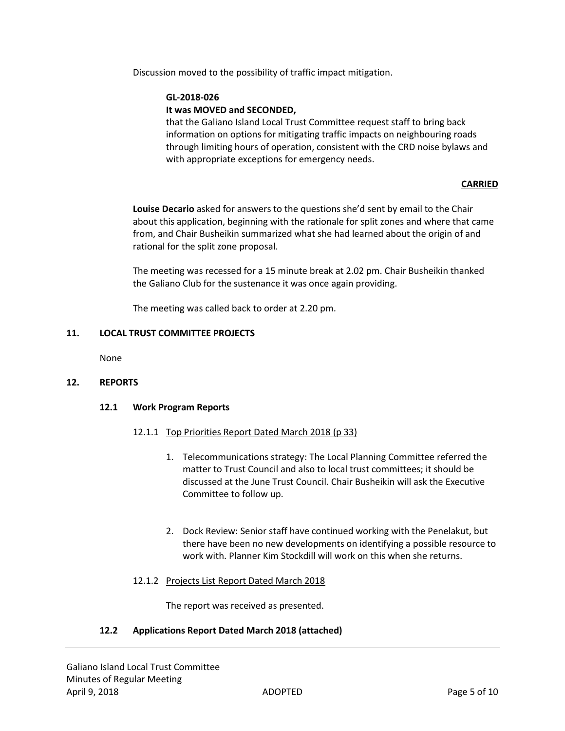Discussion moved to the possibility of traffic impact mitigation.

**GL-2018-026**
**It was MOVED and SECONDED,**
that the Galiano Island Local Trust Committee request staff to bring back information on options for mitigating traffic impacts on neighbouring roads through limiting hours of operation, consistent with the CRD noise bylaws and with appropriate exceptions for emergency needs.

**CARRIED**

**Louise Decario** asked for answers to the questions she'd sent by email to the Chair about this application, beginning with the rationale for split zones and where that came from, and Chair Busheikin summarized what she had learned about the origin of and rational for the split zone proposal.

The meeting was recessed for a 15 minute break at 2.02 pm. Chair Busheikin thanked the Galiano Club for the sustenance it was once again providing.

The meeting was called back to order at 2.20 pm.

## 11. LOCAL TRUST COMMITTEE PROJECTS

None

## 12. REPORTS

### 12.1 Work Program Reports

#### 12.1.1 Top Priorities Report Dated March 2018 (p 33)

1. Telecommunications strategy: The Local Planning Committee referred the matter to Trust Council and also to local trust committees; it should be discussed at the June Trust Council. Chair Busheikin will ask the Executive Committee to follow up.

2. Dock Review: Senior staff have continued working with the Penelakut, but there have been no new developments on identifying a possible resource to work with. Planner Kim Stockdill will work on this when she returns.

#### 12.1.2 Projects List Report Dated March 2018

The report was received as presented.

### 12.2 Applications Report Dated March 2018 (attached)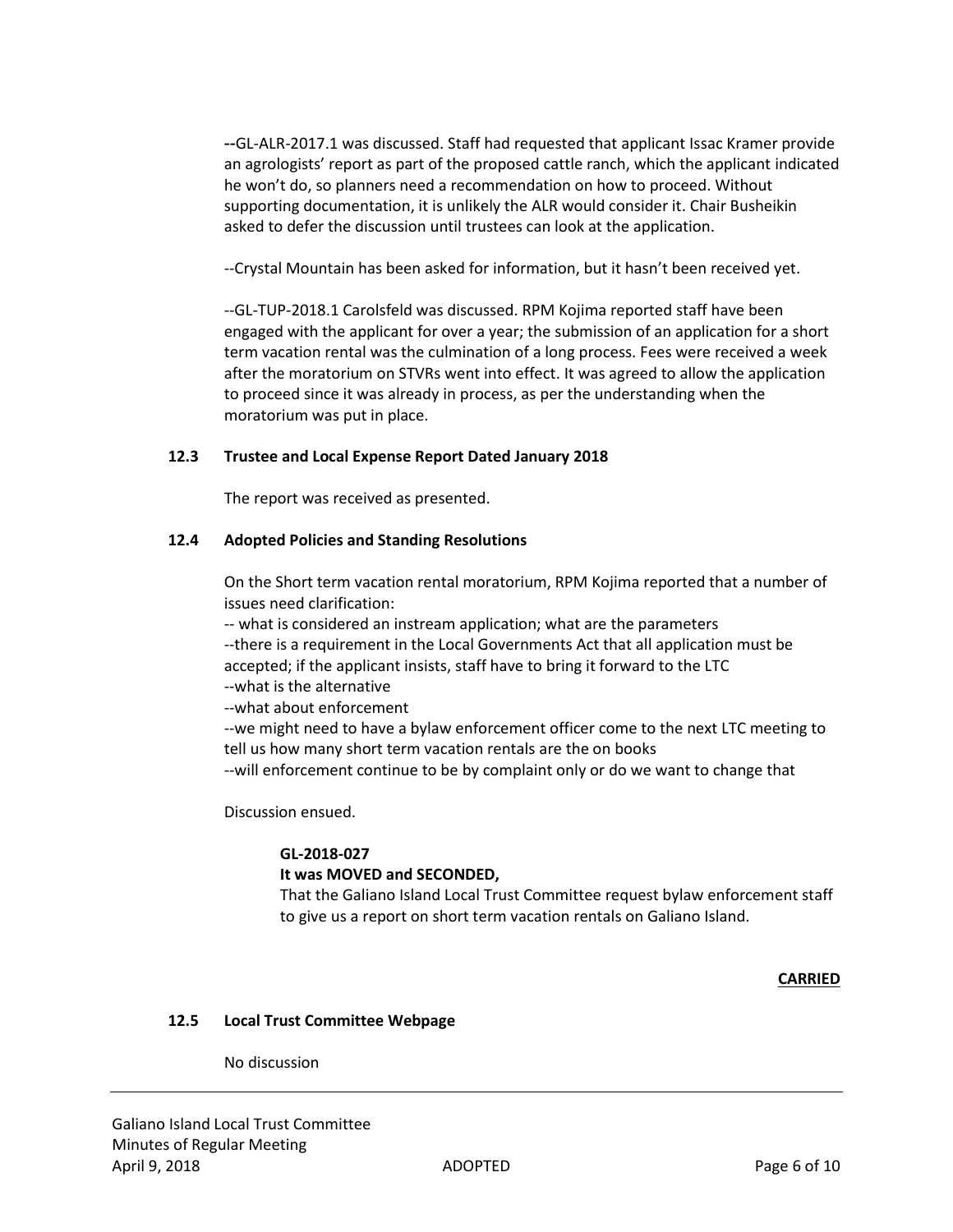--GL-ALR-2017.1 was discussed. Staff had requested that applicant Issac Kramer provide an agrologists' report as part of the proposed cattle ranch, which the applicant indicated he won't do, so planners need a recommendation on how to proceed. Without supporting documentation, it is unlikely the ALR would consider it. Chair Busheikin asked to defer the discussion until trustees can look at the application.

--Crystal Mountain has been asked for information, but it hasn't been received yet.

--GL-TUP-2018.1 Carolsfeld was discussed. RPM Kojima reported staff have been engaged with the applicant for over a year; the submission of an application for a short term vacation rental was the culmination of a long process. Fees were received a week after the moratorium on STVRs went into effect. It was agreed to allow the application to proceed since it was already in process, as per the understanding when the moratorium was put in place.

### 12.3 Trustee and Local Expense Report Dated January 2018

The report was received as presented.

### 12.4 Adopted Policies and Standing Resolutions

On the Short term vacation rental moratorium, RPM Kojima reported that a number of issues need clarification:
-- what is considered an instream application; what are the parameters
--there is a requirement in the Local Governments Act that all application must be accepted; if the applicant insists, staff have to bring it forward to the LTC
--what is the alternative
--what about enforcement
--we might need to have a bylaw enforcement officer come to the next LTC meeting to tell us how many short term vacation rentals are the on books
--will enforcement continue to be by complaint only or do we want to change that

Discussion ensued.

**GL-2018-027**
**It was MOVED and SECONDED,**
That the Galiano Island Local Trust Committee request bylaw enforcement staff to give us a report on short term vacation rentals on Galiano Island.

**CARRIED**

### 12.5 Local Trust Committee Webpage

No discussion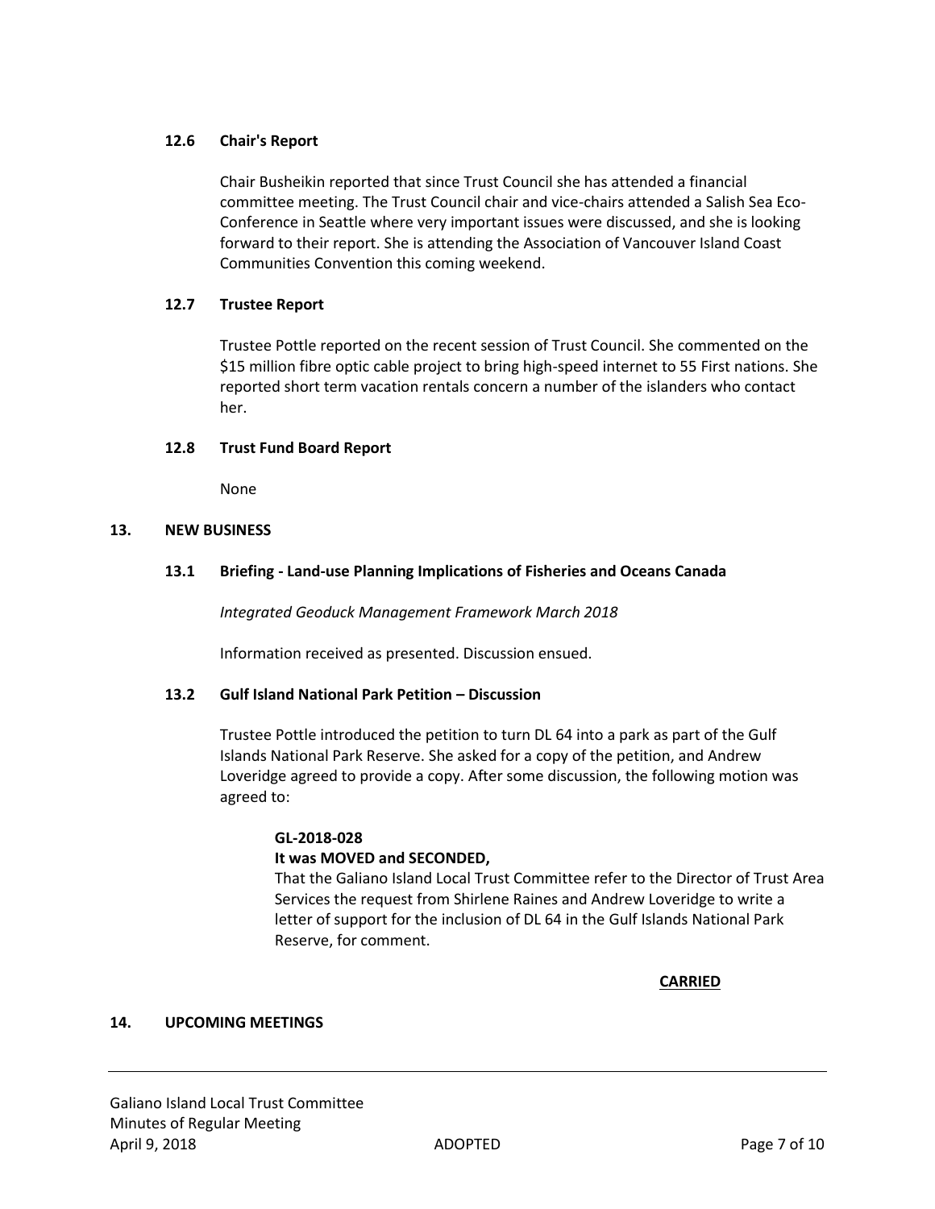### 12.6 Chair's Report

Chair Busheikin reported that since Trust Council she has attended a financial committee meeting. The Trust Council chair and vice-chairs attended a Salish Sea Eco-Conference in Seattle where very important issues were discussed, and she is looking forward to their report. She is attending the Association of Vancouver Island Coast Communities Convention this coming weekend.

### 12.7 Trustee Report

Trustee Pottle reported on the recent session of Trust Council. She commented on the $15 million fibre optic cable project to bring high-speed internet to 55 First nations. She reported short term vacation rentals concern a number of the islanders who contact her.

### 12.8 Trust Fund Board Report

None

## 13. NEW BUSINESS

### 13.1 Briefing - Land-use Planning Implications of Fisheries and Oceans Canada

*Integrated Geoduck Management Framework March 2018*

Information received as presented. Discussion ensued.

### 13.2 Gulf Island National Park Petition – Discussion

Trustee Pottle introduced the petition to turn DL 64 into a park as part of the Gulf Islands National Park Reserve. She asked for a copy of the petition, and Andrew Loveridge agreed to provide a copy. After some discussion, the following motion was agreed to:

**GL-2018-028**
**It was MOVED and SECONDED,**
That the Galiano Island Local Trust Committee refer to the Director of Trust Area Services the request from Shirlene Raines and Andrew Loveridge to write a letter of support for the inclusion of DL 64 in the Gulf Islands National Park Reserve, for comment.

**CARRIED**

## 14. UPCOMING MEETINGS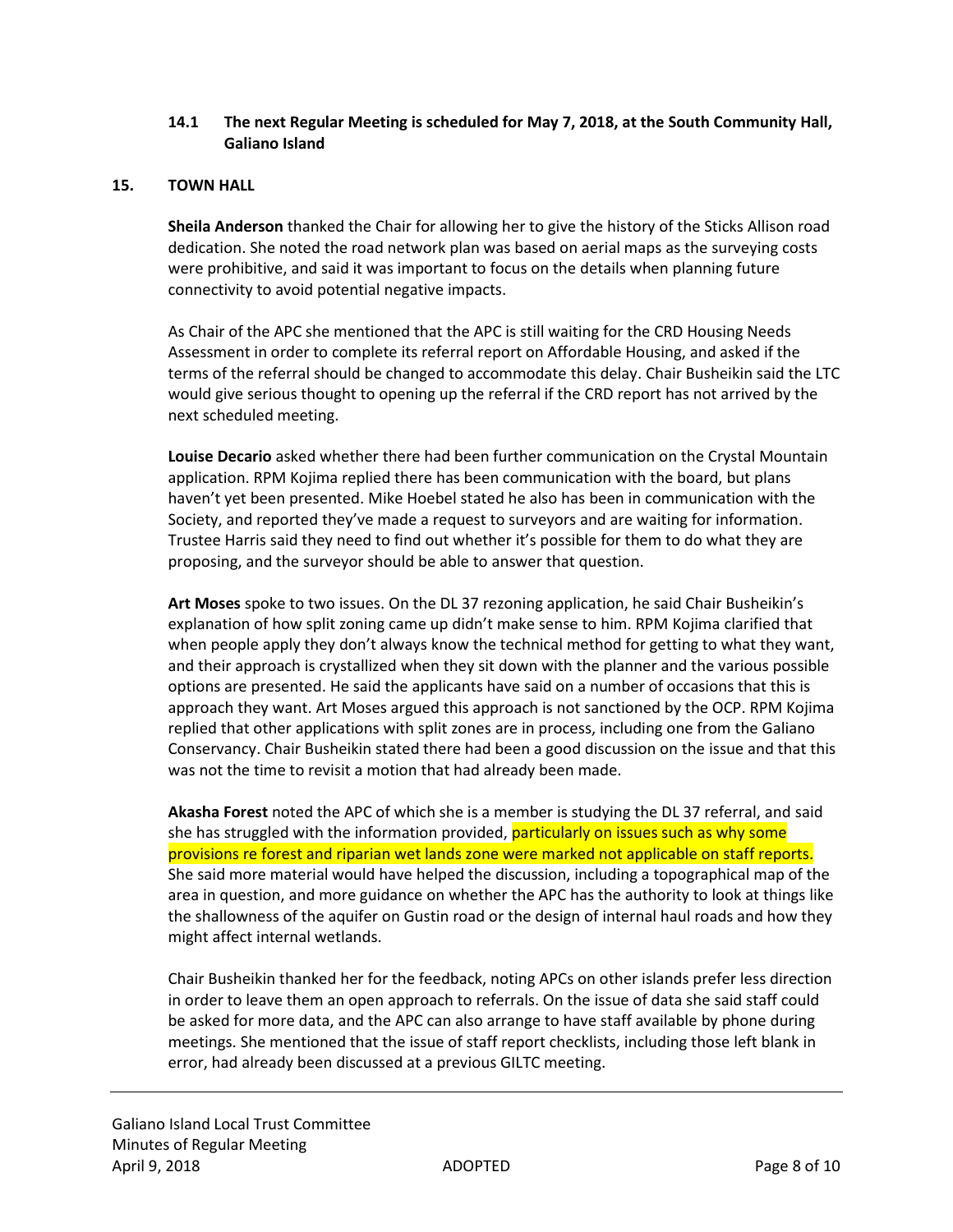### 14.1 The next Regular Meeting is scheduled for May 7, 2018, at the South Community Hall, Galiano Island

## 15. TOWN HALL

**Sheila Anderson** thanked the Chair for allowing her to give the history of the Sticks Allison road dedication. She noted the road network plan was based on aerial maps as the surveying costs were prohibitive, and said it was important to focus on the details when planning future connectivity to avoid potential negative impacts.

As Chair of the APC she mentioned that the APC is still waiting for the CRD Housing Needs Assessment in order to complete its referral report on Affordable Housing, and asked if the terms of the referral should be changed to accommodate this delay. Chair Busheikin said the LTC would give serious thought to opening up the referral if the CRD report has not arrived by the next scheduled meeting.

**Louise Decario** asked whether there had been further communication on the Crystal Mountain application. RPM Kojima replied there has been communication with the board, but plans haven't yet been presented. Mike Hoebel stated he also has been in communication with the Society, and reported they've made a request to surveyors and are waiting for information. Trustee Harris said they need to find out whether it's possible for them to do what they are proposing, and the surveyor should be able to answer that question.

**Art Moses** spoke to two issues. On the DL 37 rezoning application, he said Chair Busheikin's explanation of how split zoning came up didn't make sense to him. RPM Kojima clarified that when people apply they don't always know the technical method for getting to what they want, and their approach is crystallized when they sit down with the planner and the various possible options are presented. He said the applicants have said on a number of occasions that this is approach they want. Art Moses argued this approach is not sanctioned by the OCP. RPM Kojima replied that other applications with split zones are in process, including one from the Galiano Conservancy. Chair Busheikin stated there had been a good discussion on the issue and that this was not the time to revisit a motion that had already been made.

**Akasha Forest** noted the APC of which she is a member is studying the DL 37 referral, and said she has struggled with the information provided, particularly on issues such as why some provisions re forest and riparian wet lands zone were marked not applicable on staff reports. She said more material would have helped the discussion, including a topographical map of the area in question, and more guidance on whether the APC has the authority to look at things like the shallowness of the aquifer on Gustin road or the design of internal haul roads and how they might affect internal wetlands.

Chair Busheikin thanked her for the feedback, noting APCs on other islands prefer less direction in order to leave them an open approach to referrals. On the issue of data she said staff could be asked for more data, and the APC can also arrange to have staff available by phone during meetings. She mentioned that the issue of staff report checklists, including those left blank in error, had already been discussed at a previous GILTC meeting.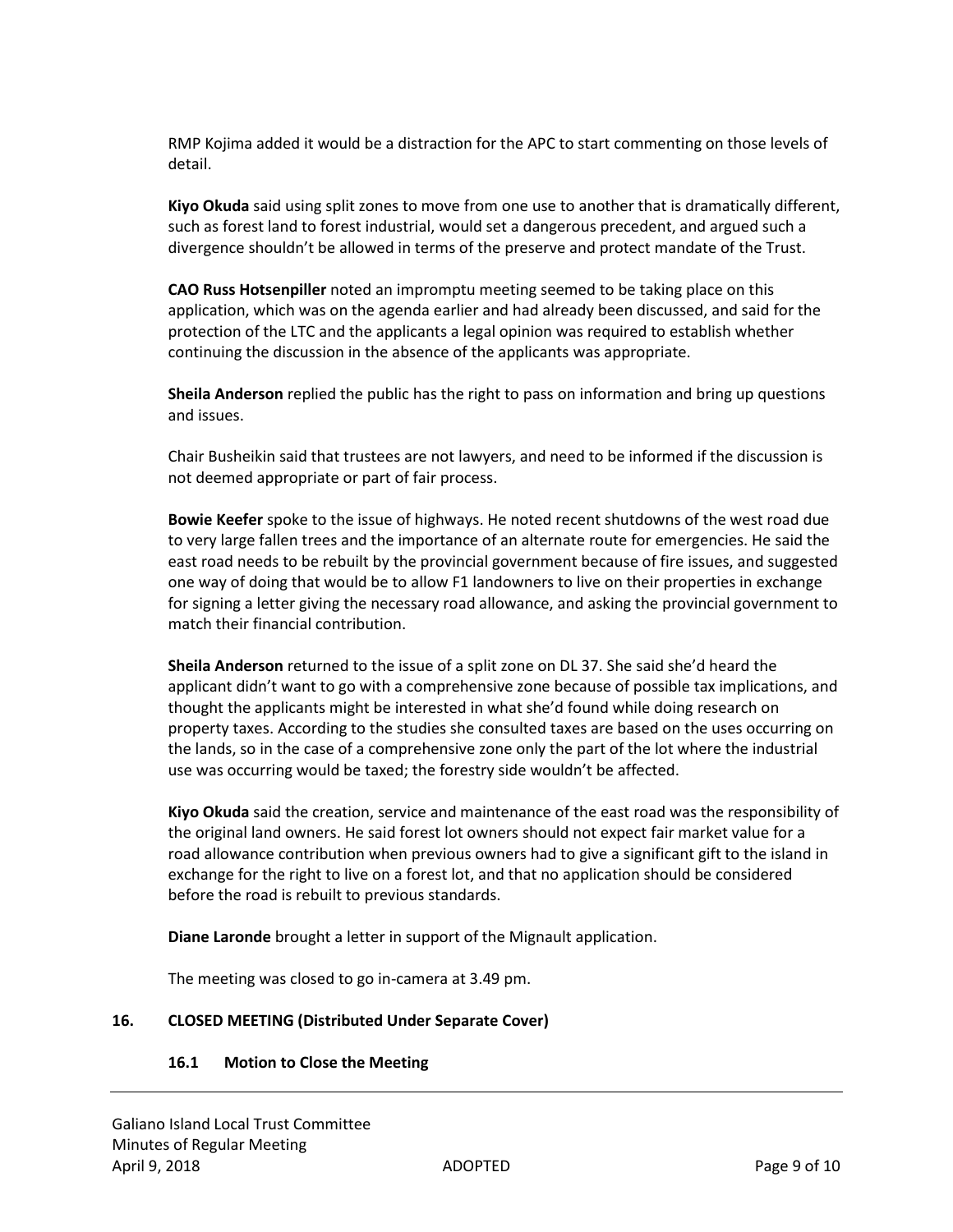RMP Kojima added it would be a distraction for the APC to start commenting on those levels of detail.

**Kiyo Okuda** said using split zones to move from one use to another that is dramatically different, such as forest land to forest industrial, would set a dangerous precedent, and argued such a divergence shouldn't be allowed in terms of the preserve and protect mandate of the Trust.

**CAO Russ Hotsenpiller** noted an impromptu meeting seemed to be taking place on this application, which was on the agenda earlier and had already been discussed, and said for the protection of the LTC and the applicants a legal opinion was required to establish whether continuing the discussion in the absence of the applicants was appropriate.

**Sheila Anderson** replied the public has the right to pass on information and bring up questions and issues.

Chair Busheikin said that trustees are not lawyers, and need to be informed if the discussion is not deemed appropriate or part of fair process.

**Bowie Keefer** spoke to the issue of highways. He noted recent shutdowns of the west road due to very large fallen trees and the importance of an alternate route for emergencies. He said the east road needs to be rebuilt by the provincial government because of fire issues, and suggested one way of doing that would be to allow F1 landowners to live on their properties in exchange for signing a letter giving the necessary road allowance, and asking the provincial government to match their financial contribution.

**Sheila Anderson** returned to the issue of a split zone on DL 37. She said she'd heard the applicant didn't want to go with a comprehensive zone because of possible tax implications, and thought the applicants might be interested in what she'd found while doing research on property taxes. According to the studies she consulted taxes are based on the uses occurring on the lands, so in the case of a comprehensive zone only the part of the lot where the industrial use was occurring would be taxed; the forestry side wouldn't be affected.

**Kiyo Okuda** said the creation, service and maintenance of the east road was the responsibility of the original land owners. He said forest lot owners should not expect fair market value for a road allowance contribution when previous owners had to give a significant gift to the island in exchange for the right to live on a forest lot, and that no application should be considered before the road is rebuilt to previous standards.

**Diane Laronde** brought a letter in support of the Mignault application.

The meeting was closed to go in-camera at 3.49 pm.

## 16. CLOSED MEETING (Distributed Under Separate Cover)

### 16.1 Motion to Close the Meeting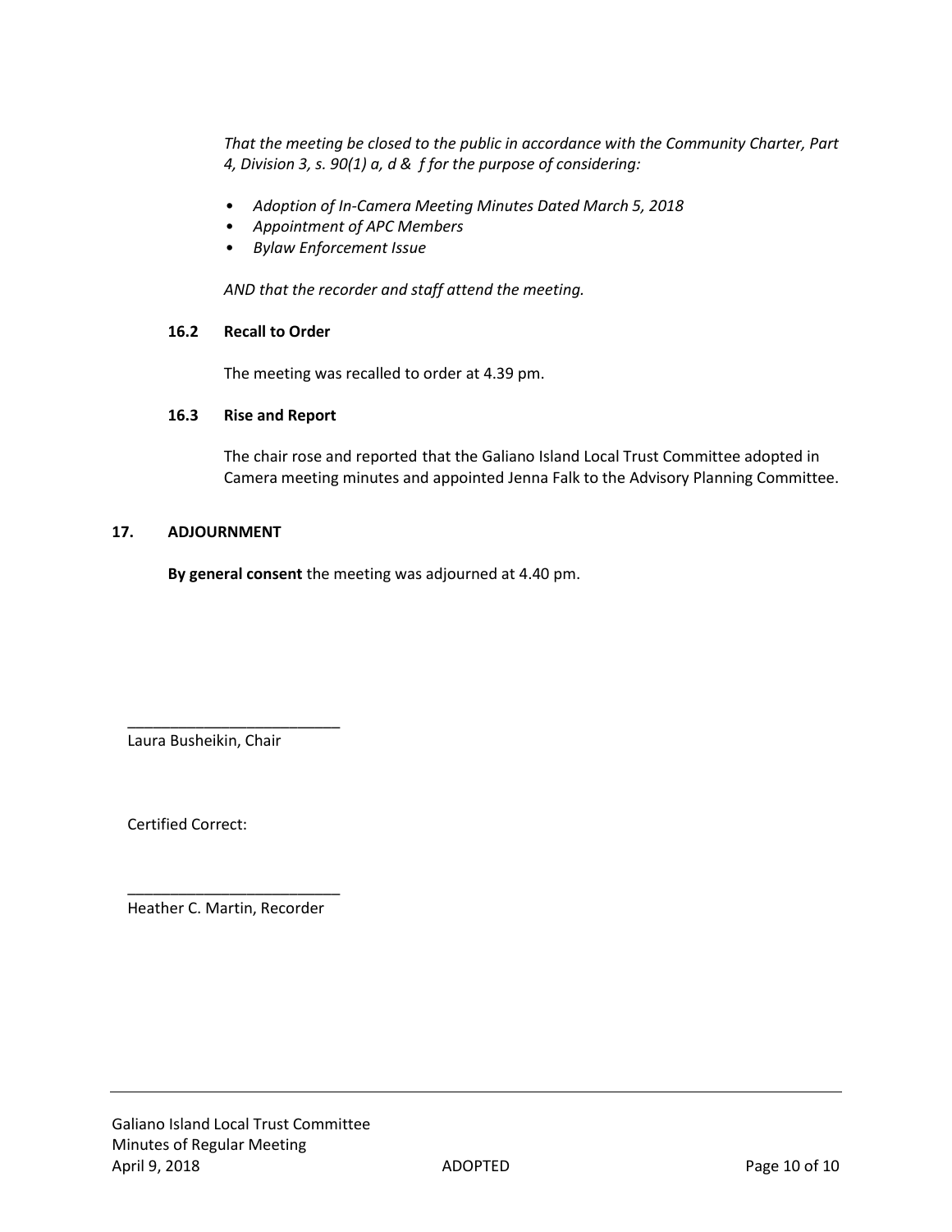*That the meeting be closed to the public in accordance with the Community Charter, Part 4, Division 3, s. 90(1) a, d & f for the purpose of considering:*

- *Adoption of In-Camera Meeting Minutes Dated March 5, 2018*
- *Appointment of APC Members*
- *Bylaw Enforcement Issue*

*AND that the recorder and staff attend the meeting.*

### 16.2 Recall to Order

The meeting was recalled to order at 4.39 pm.

### 16.3 Rise and Report

The chair rose and reported that the Galiano Island Local Trust Committee adopted in Camera meeting minutes and appointed Jenna Falk to the Advisory Planning Committee.

## 17. ADJOURNMENT

**By general consent** the meeting was adjourned at 4.40 pm.

\_\_\_\_\_\_\_\_\_\_\_\_\_\_\_\_\_\_\_\_\_\_\_\_\_
Laura Busheikin, Chair

Certified Correct:

\_\_\_\_\_\_\_\_\_\_\_\_\_\_\_\_\_\_\_\_\_\_\_\_\_
Heather C. Martin, Recorder